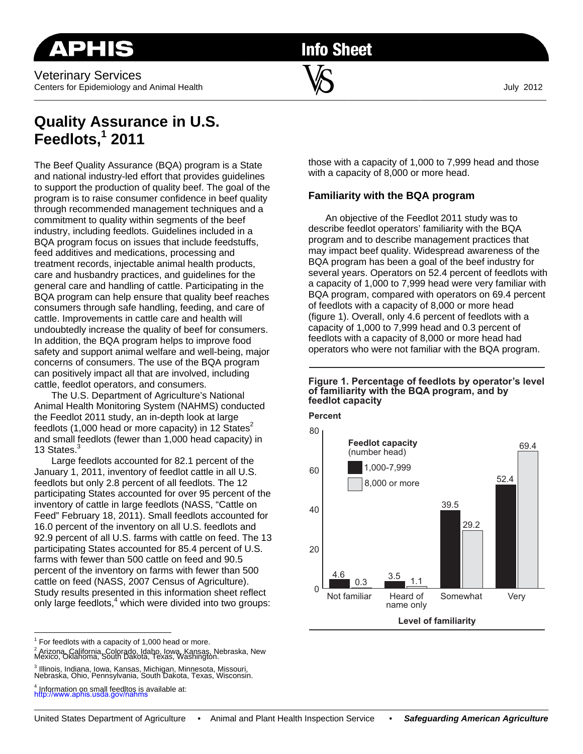APHIS Info Sheet

Veterinary Services
Centers for Epidemiology and Animal Health

July 2012

# Quality Assurance in U.S. Feedlots,[1] 2011

The Beef Quality Assurance (BQA) program is a State and national industry-led effort that provides guidelines to support the production of quality beef. The goal of the program is to raise consumer confidence in beef quality through recommended management techniques and a commitment to quality within segments of the beef industry, including feedlots. Guidelines included in a BQA program focus on issues that include feedstuffs, feed additives and medications, processing and treatment records, injectable animal health products, care and husbandry practices, and guidelines for the general care and handling of cattle. Participating in the BQA program can help ensure that quality beef reaches consumers through safe handling, feeding, and care of cattle. Improvements in cattle care and health will undoubtedly increase the quality of beef for consumers. In addition, the BQA program helps to improve food safety and support animal welfare and well-being, major concerns of consumers. The use of the BQA program can positively impact all that are involved, including cattle, feedlot operators, and consumers.

The U.S. Department of Agriculture's National Animal Health Monitoring System (NAHMS) conducted the Feedlot 2011 study, an in-depth look at large feedlots (1,000 head or more capacity) in 12 States[2] and small feedlots (fewer than 1,000 head capacity) in 13 States.[3]

Large feedlots accounted for 82.1 percent of the January 1, 2011, inventory of feedlot cattle in all U.S. feedlots but only 2.8 percent of all feedlots. The 12 participating States accounted for over 95 percent of the inventory of cattle in large feedlots (NASS, "Cattle on Feed" February 18, 2011). Small feedlots accounted for 16.0 percent of the inventory on all U.S. feedlots and 92.9 percent of all U.S. farms with cattle on feed. The 13 participating States accounted for 85.4 percent of U.S. farms with fewer than 500 cattle on feed and 90.5 percent of the inventory on farms with fewer than 500 cattle on feed (NASS, 2007 Census of Agriculture). Study results presented in this information sheet reflect only large feedlots,[4] which were divided into two groups: those with a capacity of 1,000 to 7,999 head and those with a capacity of 8,000 or more head.

## Familiarity with the BQA program

An objective of the Feedlot 2011 study was to describe feedlot operators' familiarity with the BQA program and to describe management practices that may impact beef quality. Widespread awareness of the BQA program has been a goal of the beef industry for several years. Operators on 52.4 percent of feedlots with a capacity of 1,000 to 7,999 head were very familiar with BQA program, compared with operators on 69.4 percent of feedlots with a capacity of 8,000 or more head (figure 1). Overall, only 4.6 percent of feedlots with a capacity of 1,000 to 7,999 head and 0.3 percent of feedlots with a capacity of 8,000 or more head had operators who were not familiar with the BQA program.

**Figure 1. Percentage of feedlots by operator's level of familiarity with the BQA program, and by feedlot capacity**

| Level of familiarity | 1,000-7,999 head (Percent) | 8,000 or more head (Percent) |
|---|---|---|
| Not familiar | 4.6 | 0.3 |
| Heard of name only | 3.5 | 1.1 |
| Somewhat | 39.5 | 29.2 |
| Very | 52.4 | 69.4 |

---

[1] For feedlots with a capacity of 1,000 head or more.

[2] Arizona, California, Colorado, Idaho, Iowa, Kansas, Nebraska, New Mexico, Oklahoma, South Dakota, Texas, Washington.

[3] Illinois, Indiana, Iowa, Kansas, Michigan, Minnesota, Missouri, Nebraska, Ohio, Pennsylvania, South Dakota, Texas, Wisconsin.

[4] Information on small feedltos is available at: http://www.aphis.usda.gov/nahms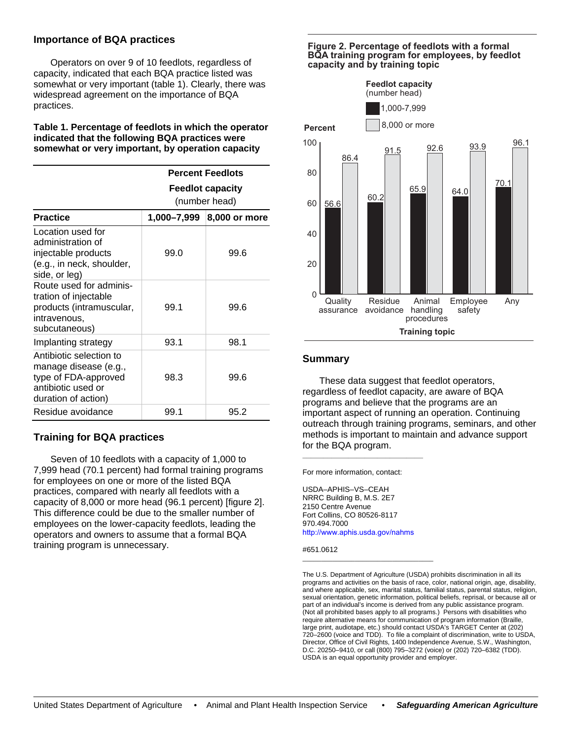## Importance of BQA practices

Operators on over 9 of 10 feedlots, regardless of capacity, indicated that each BQA practice listed was somewhat or very important (table 1). Clearly, there was widespread agreement on the importance of BQA practices.

**Table 1. Percentage of feedlots in which the operator indicated that the following BQA practices were somewhat or very important, by operation capacity**

| | Percent Feedlots Feedlot capacity (number head) | |
|---|---|---|
| **Practice** | **1,000–7,999** | **8,000 or more** |
| Location used for administration of injectable products (e.g., in neck, shoulder, side, or leg) | 99.0 | 99.6 |
| Route used for administration of injectable products (intramuscular, intravenous, subcutaneous) | 99.1 | 99.6 |
| Implanting strategy | 93.1 | 98.1 |
| Antibiotic selection to manage disease (e.g., type of FDA-approved antibiotic used or duration of action) | 98.3 | 99.6 |
| Residue avoidance | 99.1 | 95.2 |

## Training for BQA practices

Seven of 10 feedlots with a capacity of 1,000 to 7,999 head (70.1 percent) had formal training programs for employees on one or more of the listed BQA practices, compared with nearly all feedlots with a capacity of 8,000 or more head (96.1 percent) [figure 2]. This difference could be due to the smaller number of employees on the lower-capacity feedlots, leading the operators and owners to assume that a formal BQA training program is unnecessary.

**Figure 2. Percentage of feedlots with a formal BQA training program for employees, by feedlot capacity and by training topic**

Feedlot capacity (number head)
1,000-7,999
8,000 or more

Percent
100
80
60
40
20
0

Quality assurance: 56.6, 86.4
Residue avoidance: 60.2, 91.5
Animal handling procedures: 65.9, 92.6
Employee safety: 64.0, 93.9
Any: 70.1, 96.1

Training topic

## Summary

These data suggest that feedlot operators, regardless of feedlot capacity, are aware of BQA programs and believe that the programs are an important aspect of running an operation. Continuing outreach through training programs, seminars, and other methods is important to maintain and advance support for the BQA program.

For more information, contact:

USDA–APHIS–VS–CEAH
NRRC Building B, M.S. 2E7
2150 Centre Avenue
Fort Collins, CO 80526-8117
970.494.7000
http://www.aphis.usda.gov/nahms

#651.0612

The U.S. Department of Agriculture (USDA) prohibits discrimination in all its programs and activities on the basis of race, color, national origin, age, disability, and where applicable, sex, marital status, familial status, parental status, religion, sexual orientation, genetic information, political beliefs, reprisal, or because all or part of an individual's income is derived from any public assistance program. (Not all prohibited bases apply to all programs.) Persons with disabilities who require alternative means for communication of program information (Braille, large print, audiotape, etc.) should contact USDA's TARGET Center at (202) 720–2600 (voice and TDD). To file a complaint of discrimination, write to USDA, Director, Office of Civil Rights, 1400 Independence Avenue, S.W., Washington, D.C. 20250–9410, or call (800) 795–3272 (voice) or (202) 720–6382 (TDD). USDA is an equal opportunity provider and employer.